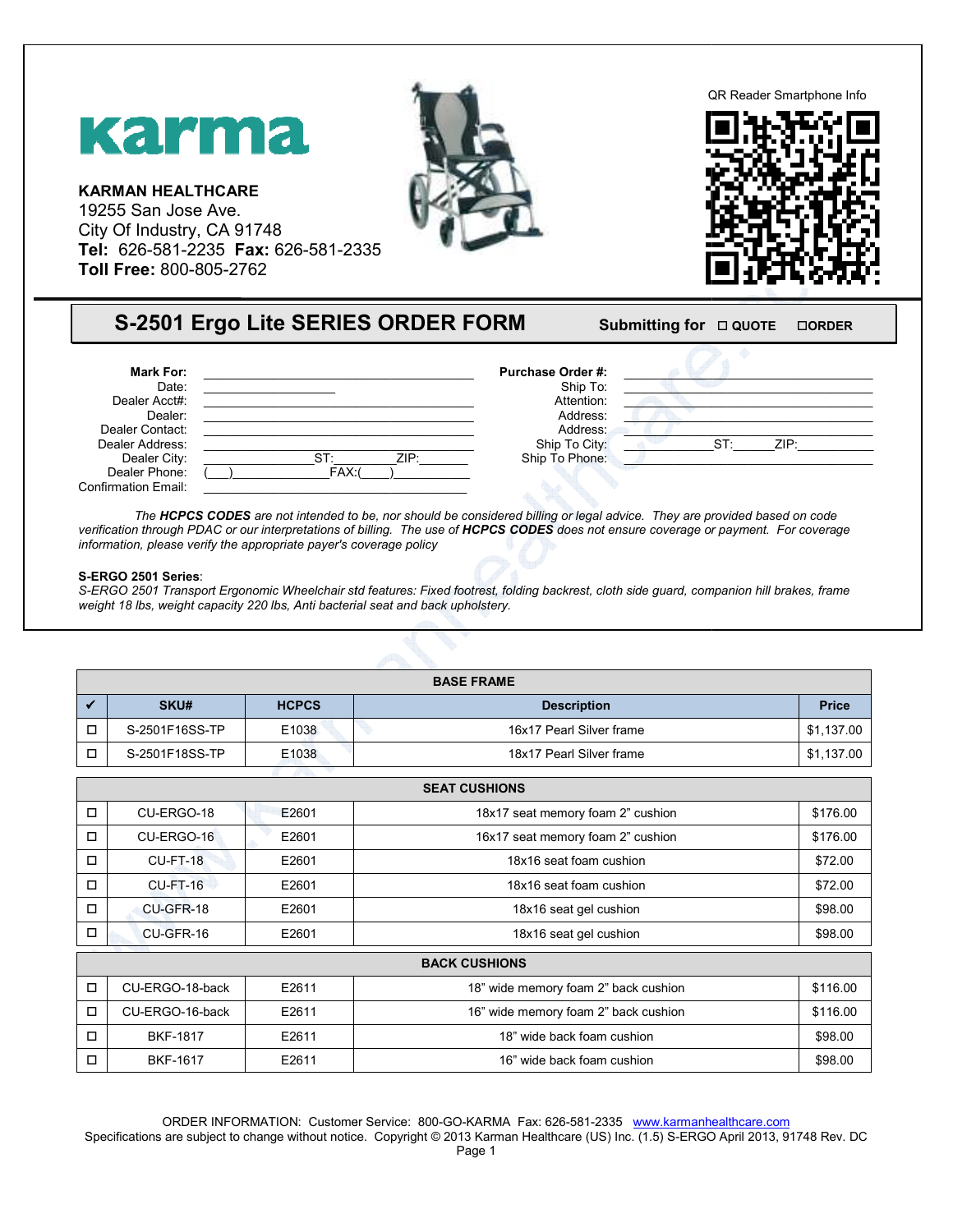# karma

**KARMAN HEALTHCARE**
19255 San Jose Ave.
City Of Industry, CA 91748
**Tel:** 626-581-2235 **Fax:** 626-581-2335
**Toll Free:** 800-805-2762

QR Reader Smartphone Info

## S-2501 Ergo Lite SERIES ORDER FORM

**Submitting for** ☐ **QUOTE** ☐**ORDER**

**Mark For:** ____________________
Date: ____________________
Dealer Acct#: ____________________
Dealer: ____________________
Dealer Contact: ____________________
Dealer Address: ____________________
Dealer City: ____________ ST: ________ ZIP: ________
Dealer Phone: (___)____________ FAX:(____)__________
Confirmation Email: ____________________

**Purchase Order #:** ____________________
Ship To: ____________________
Attention: ____________________
Address: ____________________
Address: ____________________
Ship To City: ____________ ST: ______ ZIP: __________
Ship To Phone: ____________________

*The **HCPCS CODES** are not intended to be, nor should be considered billing or legal advice. They are provided based on code verification through PDAC or our interpretations of billing. The use of **HCPCS CODES** does not ensure coverage or payment. For coverage information, please verify the appropriate payer's coverage policy*

**S-ERGO 2501 Series**:
*S-ERGO 2501 Transport Ergonomic Wheelchair std features: Fixed footrest, folding backrest, cloth side guard, companion hill brakes, frame weight 18 lbs, weight capacity 220 lbs, Anti bacterial seat and back upholstery.*

| BASE FRAME | | | | |
|---|---|---|---|---|
| ✔ | SKU# | HCPCS | Description | Price |
| ☐ | S-2501F16SS-TP | E1038 | 16x17 Pearl Silver frame | $1,137.00 |
| ☐ | S-2501F18SS-TP | E1038 | 18x17 Pearl Silver frame | $1,137.00 |
| **SEAT CUSHIONS** | | | | |
| ☐ | CU-ERGO-18 | E2601 | 18x17 seat memory foam 2" cushion | $176.00 |
| ☐ | CU-ERGO-16 | E2601 | 16x17 seat memory foam 2" cushion | $176.00 |
| ☐ | CU-FT-18 | E2601 | 18x16 seat foam cushion | $72.00 |
| ☐ | CU-FT-16 | E2601 | 18x16 seat foam cushion | $72.00 |
| ☐ | CU-GFR-18 | E2601 | 18x16 seat gel cushion | $98.00 |
| ☐ | CU-GFR-16 | E2601 | 18x16 seat gel cushion | $98.00 |
| **BACK CUSHIONS** | | | | |
| ☐ | CU-ERGO-18-back | E2611 | 18" wide memory foam 2" back cushion | $116.00 |
| ☐ | CU-ERGO-16-back | E2611 | 16" wide memory foam 2" back cushion | $116.00 |
| ☐ | BKF-1817 | E2611 | 18" wide back foam cushion | $98.00 |
| ☐ | BKF-1617 | E2611 | 16" wide back foam cushion | $98.00 |

ORDER INFORMATION: Customer Service: 800-GO-KARMA Fax: 626-581-2335 www.karmanhealthcare.com
Specifications are subject to change without notice. Copyright © 2013 Karman Healthcare (US) Inc. (1.5) S-ERGO April 2013, 91748 Rev. DC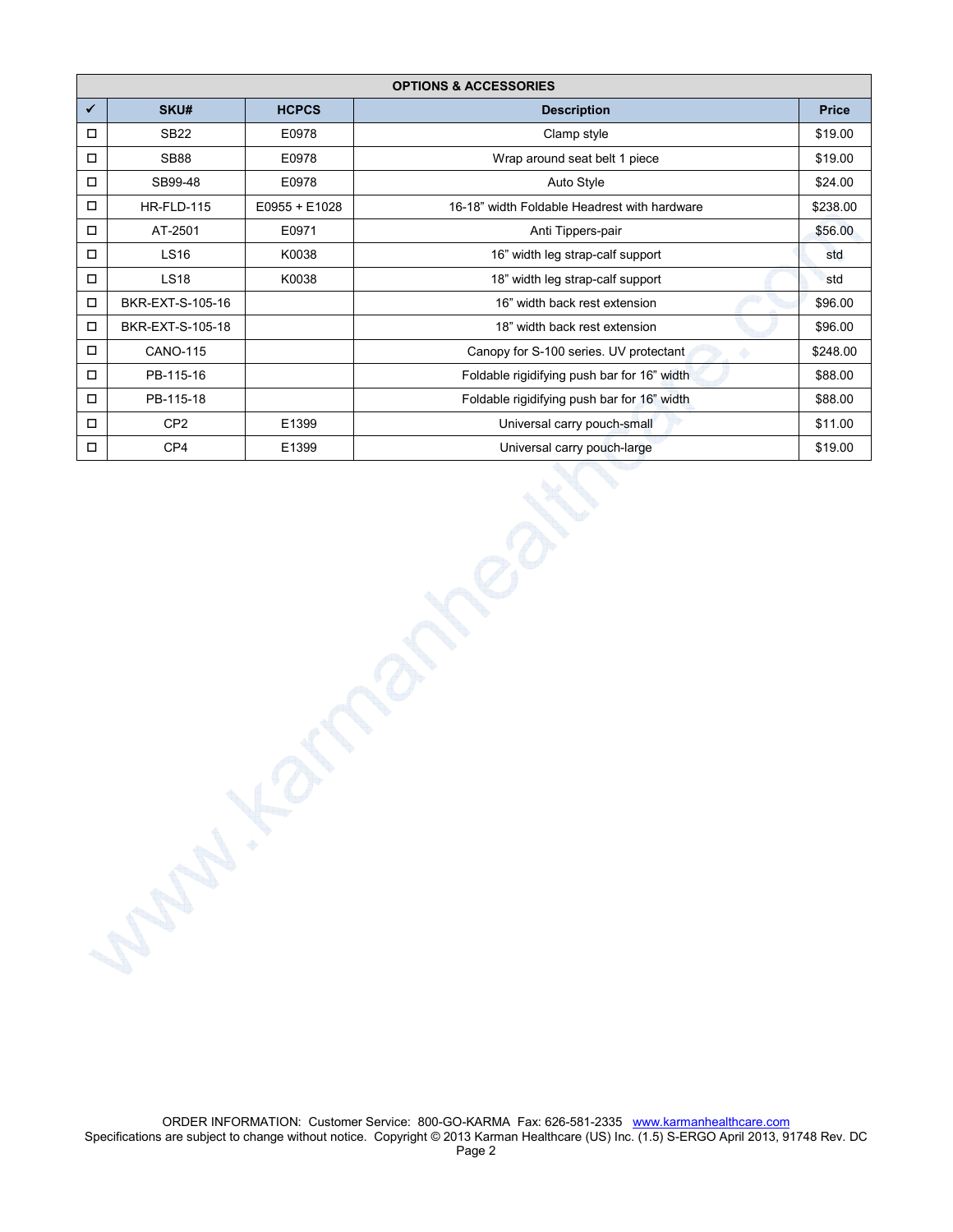| OPTIONS & ACCESSORIES | | | | |
|---|---|---|---|---|
| ✔ | SKU# | HCPCS | Description | Price |
| ☐ | SB22 | E0978 | Clamp style | $19.00 |
| ☐ | SB88 | E0978 | Wrap around seat belt 1 piece | $19.00 |
| ☐ | SB99-48 | E0978 | Auto Style | $24.00 |
| ☐ | HR-FLD-115 | E0955 + E1028 | 16-18" width Foldable Headrest with hardware | $238.00 |
| ☐ | AT-2501 | E0971 | Anti Tippers-pair | $56.00 |
| ☐ | LS16 | K0038 | 16" width leg strap-calf support | std |
| ☐ | LS18 | K0038 | 18" width leg strap-calf support | std |
| ☐ | BKR-EXT-S-105-16 | | 16" width back rest extension | $96.00 |
| ☐ | BKR-EXT-S-105-18 | | 18" width back rest extension | $96.00 |
| ☐ | CANO-115 | | Canopy for S-100 series. UV protectant | $248.00 |
| ☐ | PB-115-16 | | Foldable rigidifying push bar for 16" width | $88.00 |
| ☐ | PB-115-18 | | Foldable rigidifying push bar for 16" width | $88.00 |
| ☐ | CP2 | E1399 | Universal carry pouch-small | $11.00 |
| ☐ | CP4 | E1399 | Universal carry pouch-large | $19.00 |

ORDER INFORMATION: Customer Service: 800-GO-KARMA Fax: 626-581-2335 www.karmanhealthcare.com
Specifications are subject to change without notice. Copyright © 2013 Karman Healthcare (US) Inc. (1.5) S-ERGO April 2013, 91748 Rev. DC